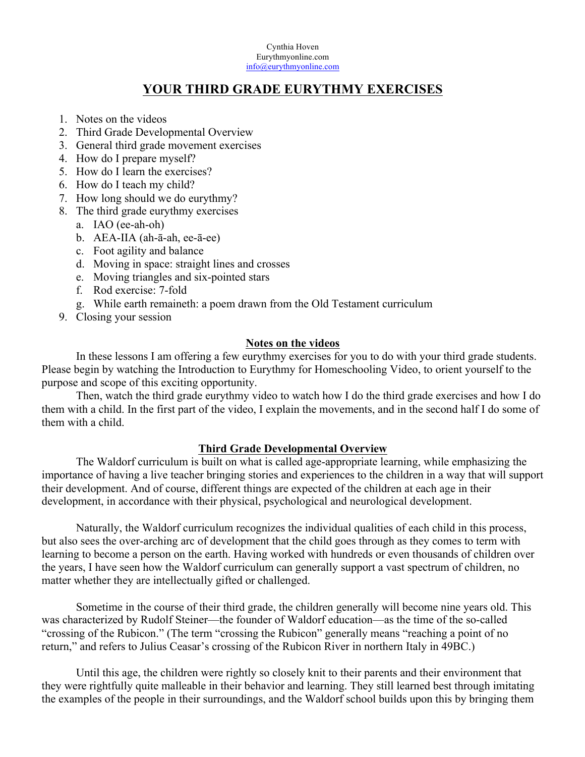Cynthia Hoven
Eurythmyonline.com
info@eurythmyonline.com

# YOUR THIRD GRADE EURYTHMY EXERCISES

1. Notes on the videos
2. Third Grade Developmental Overview
3. General third grade movement exercises
4. How do I prepare myself?
5. How do I learn the exercises?
6. How do I teach my child?
7. How long should we do eurythmy?
8. The third grade eurythmy exercises
   a. IAO (ee-ah-oh)
   b. AEA-IIA (ah-ā-ah, ee-ā-ee)
   c. Foot agility and balance
   d. Moving in space: straight lines and crosses
   e. Moving triangles and six-pointed stars
   f. Rod exercise: 7-fold
   g. While earth remaineth: a poem drawn from the Old Testament curriculum
9. Closing your session

## Notes on the videos

In these lessons I am offering a few eurythmy exercises for you to do with your third grade students. Please begin by watching the Introduction to Eurythmy for Homeschooling Video, to orient yourself to the purpose and scope of this exciting opportunity.

Then, watch the third grade eurythmy video to watch how I do the third grade exercises and how I do them with a child. In the first part of the video, I explain the movements, and in the second half I do some of them with a child.

## Third Grade Developmental Overview

The Waldorf curriculum is built on what is called age-appropriate learning, while emphasizing the importance of having a live teacher bringing stories and experiences to the children in a way that will support their development. And of course, different things are expected of the children at each age in their development, in accordance with their physical, psychological and neurological development.

Naturally, the Waldorf curriculum recognizes the individual qualities of each child in this process, but also sees the over-arching arc of development that the child goes through as they comes to term with learning to become a person on the earth. Having worked with hundreds or even thousands of children over the years, I have seen how the Waldorf curriculum can generally support a vast spectrum of children, no matter whether they are intellectually gifted or challenged.

Sometime in the course of their third grade, the children generally will become nine years old. This was characterized by Rudolf Steiner—the founder of Waldorf education—as the time of the so-called "crossing of the Rubicon." (The term "crossing the Rubicon" generally means "reaching a point of no return," and refers to Julius Ceasar's crossing of the Rubicon River in northern Italy in 49BC.)

Until this age, the children were rightly so closely knit to their parents and their environment that they were rightfully quite malleable in their behavior and learning. They still learned best through imitating the examples of the people in their surroundings, and the Waldorf school builds upon this by bringing them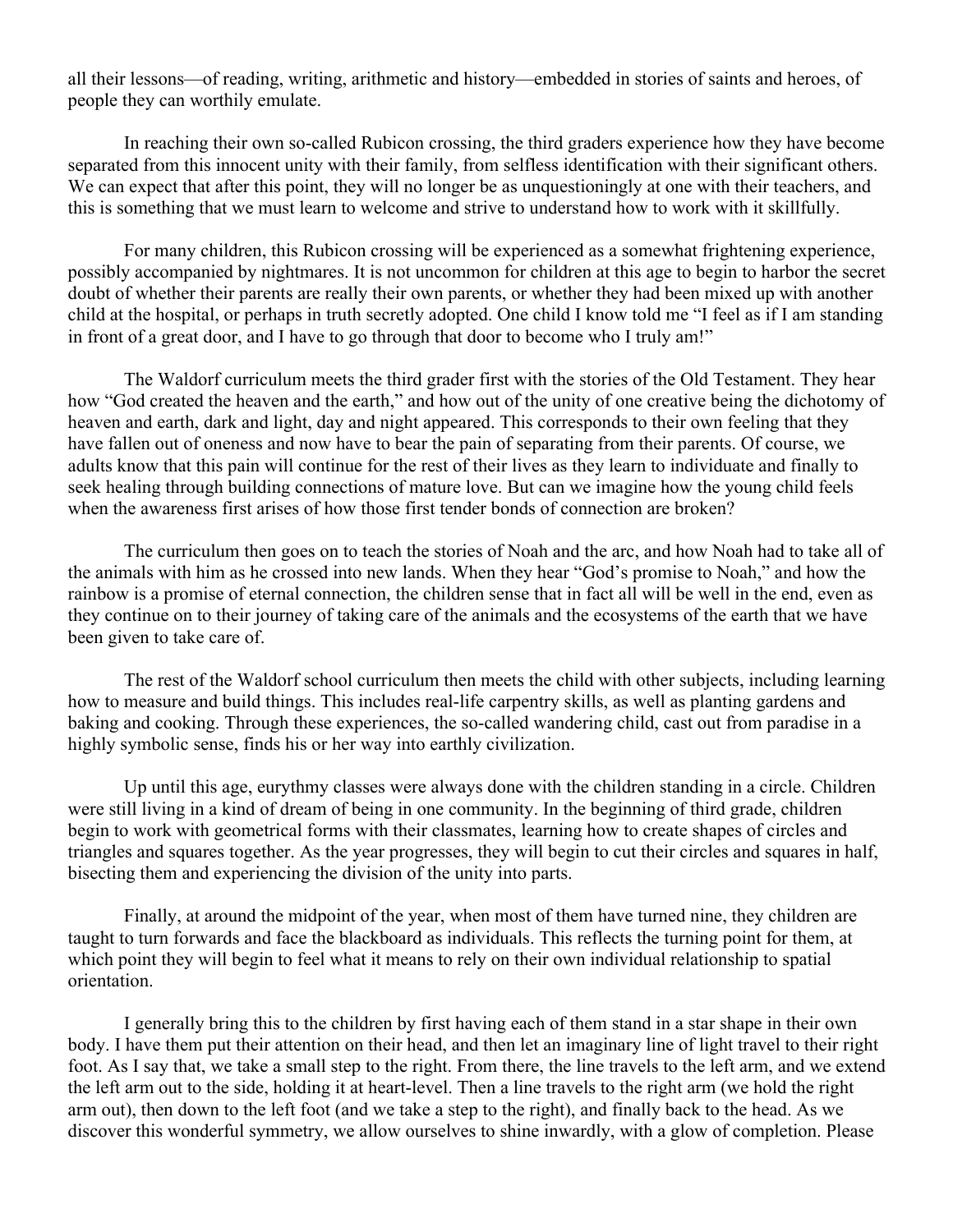all their lessons—of reading, writing, arithmetic and history—embedded in stories of saints and heroes, of people they can worthily emulate.

In reaching their own so-called Rubicon crossing, the third graders experience how they have become separated from this innocent unity with their family, from selfless identification with their significant others. We can expect that after this point, they will no longer be as unquestioningly at one with their teachers, and this is something that we must learn to welcome and strive to understand how to work with it skillfully.

For many children, this Rubicon crossing will be experienced as a somewhat frightening experience, possibly accompanied by nightmares. It is not uncommon for children at this age to begin to harbor the secret doubt of whether their parents are really their own parents, or whether they had been mixed up with another child at the hospital, or perhaps in truth secretly adopted. One child I know told me "I feel as if I am standing in front of a great door, and I have to go through that door to become who I truly am!"

The Waldorf curriculum meets the third grader first with the stories of the Old Testament. They hear how "God created the heaven and the earth," and how out of the unity of one creative being the dichotomy of heaven and earth, dark and light, day and night appeared. This corresponds to their own feeling that they have fallen out of oneness and now have to bear the pain of separating from their parents. Of course, we adults know that this pain will continue for the rest of their lives as they learn to individuate and finally to seek healing through building connections of mature love. But can we imagine how the young child feels when the awareness first arises of how those first tender bonds of connection are broken?

The curriculum then goes on to teach the stories of Noah and the arc, and how Noah had to take all of the animals with him as he crossed into new lands. When they hear "God's promise to Noah," and how the rainbow is a promise of eternal connection, the children sense that in fact all will be well in the end, even as they continue on to their journey of taking care of the animals and the ecosystems of the earth that we have been given to take care of.

The rest of the Waldorf school curriculum then meets the child with other subjects, including learning how to measure and build things. This includes real-life carpentry skills, as well as planting gardens and baking and cooking. Through these experiences, the so-called wandering child, cast out from paradise in a highly symbolic sense, finds his or her way into earthly civilization.

Up until this age, eurythmy classes were always done with the children standing in a circle. Children were still living in a kind of dream of being in one community. In the beginning of third grade, children begin to work with geometrical forms with their classmates, learning how to create shapes of circles and triangles and squares together. As the year progresses, they will begin to cut their circles and squares in half, bisecting them and experiencing the division of the unity into parts.

Finally, at around the midpoint of the year, when most of them have turned nine, they children are taught to turn forwards and face the blackboard as individuals. This reflects the turning point for them, at which point they will begin to feel what it means to rely on their own individual relationship to spatial orientation.

I generally bring this to the children by first having each of them stand in a star shape in their own body. I have them put their attention on their head, and then let an imaginary line of light travel to their right foot. As I say that, we take a small step to the right. From there, the line travels to the left arm, and we extend the left arm out to the side, holding it at heart-level. Then a line travels to the right arm (we hold the right arm out), then down to the left foot (and we take a step to the right), and finally back to the head. As we discover this wonderful symmetry, we allow ourselves to shine inwardly, with a glow of completion. Please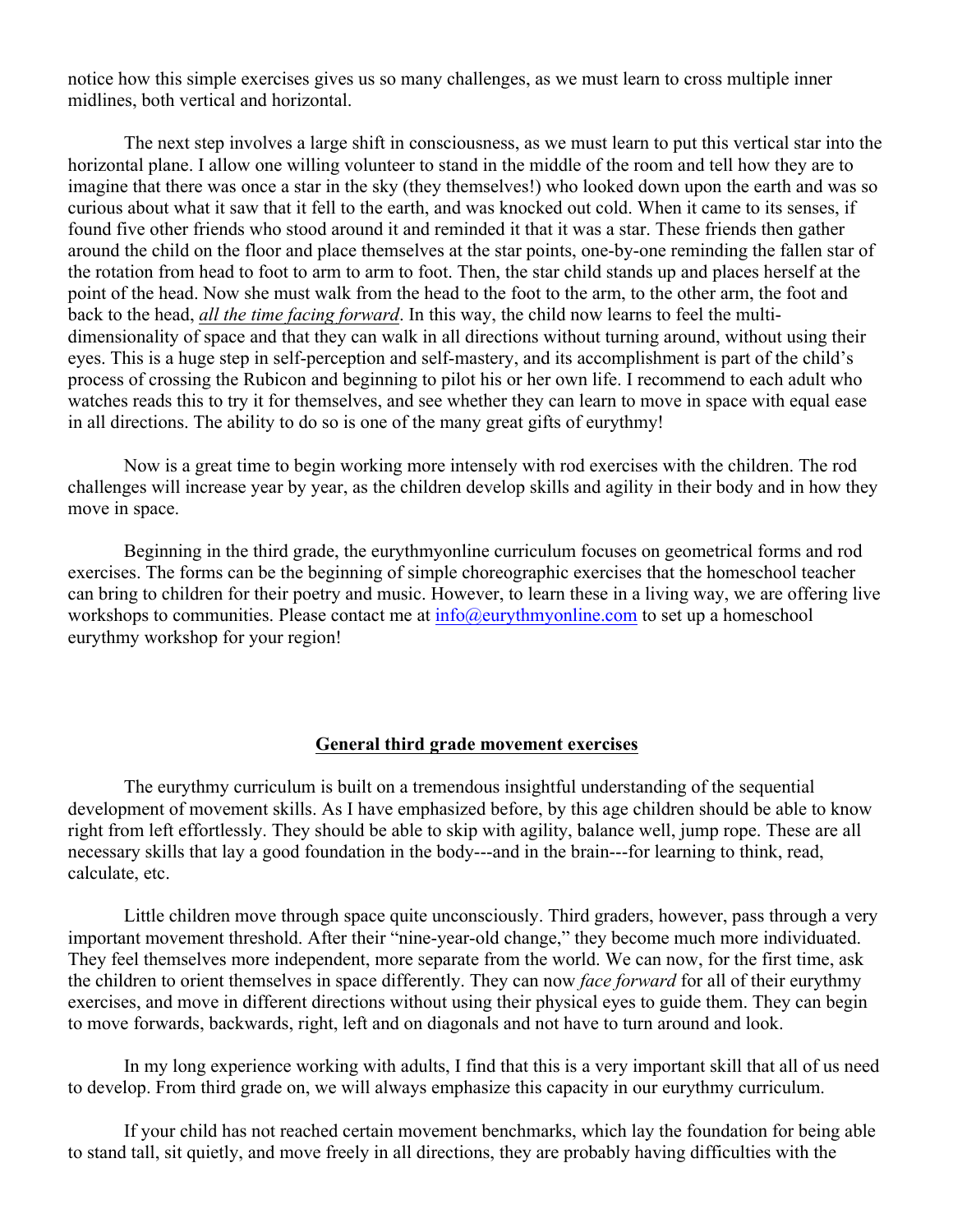notice how this simple exercises gives us so many challenges, as we must learn to cross multiple inner midlines, both vertical and horizontal.

The next step involves a large shift in consciousness, as we must learn to put this vertical star into the horizontal plane. I allow one willing volunteer to stand in the middle of the room and tell how they are to imagine that there was once a star in the sky (they themselves!) who looked down upon the earth and was so curious about what it saw that it fell to the earth, and was knocked out cold. When it came to its senses, if found five other friends who stood around it and reminded it that it was a star. These friends then gather around the child on the floor and place themselves at the star points, one-by-one reminding the fallen star of the rotation from head to foot to arm to arm to foot. Then, the star child stands up and places herself at the point of the head. Now she must walk from the head to the foot to the arm, to the other arm, the foot and back to the head, *all the time facing forward*. In this way, the child now learns to feel the multi-dimensionality of space and that they can walk in all directions without turning around, without using their eyes. This is a huge step in self-perception and self-mastery, and its accomplishment is part of the child's process of crossing the Rubicon and beginning to pilot his or her own life. I recommend to each adult who watches reads this to try it for themselves, and see whether they can learn to move in space with equal ease in all directions. The ability to do so is one of the many great gifts of eurythmy!

Now is a great time to begin working more intensely with rod exercises with the children. The rod challenges will increase year by year, as the children develop skills and agility in their body and in how they move in space.

Beginning in the third grade, the eurythmyonline curriculum focuses on geometrical forms and rod exercises. The forms can be the beginning of simple choreographic exercises that the homeschool teacher can bring to children for their poetry and music. However, to learn these in a living way, we are offering live workshops to communities. Please contact me at info@eurythmyonline.com to set up a homeschool eurythmy workshop for your region!

## General third grade movement exercises

The eurythmy curriculum is built on a tremendous insightful understanding of the sequential development of movement skills. As I have emphasized before, by this age children should be able to know right from left effortlessly. They should be able to skip with agility, balance well, jump rope. These are all necessary skills that lay a good foundation in the body---and in the brain---for learning to think, read, calculate, etc.

Little children move through space quite unconsciously. Third graders, however, pass through a very important movement threshold. After their "nine-year-old change," they become much more individuated. They feel themselves more independent, more separate from the world. We can now, for the first time, ask the children to orient themselves in space differently. They can now *face forward* for all of their eurythmy exercises, and move in different directions without using their physical eyes to guide them. They can begin to move forwards, backwards, right, left and on diagonals and not have to turn around and look.

In my long experience working with adults, I find that this is a very important skill that all of us need to develop. From third grade on, we will always emphasize this capacity in our eurythmy curriculum.

If your child has not reached certain movement benchmarks, which lay the foundation for being able to stand tall, sit quietly, and move freely in all directions, they are probably having difficulties with the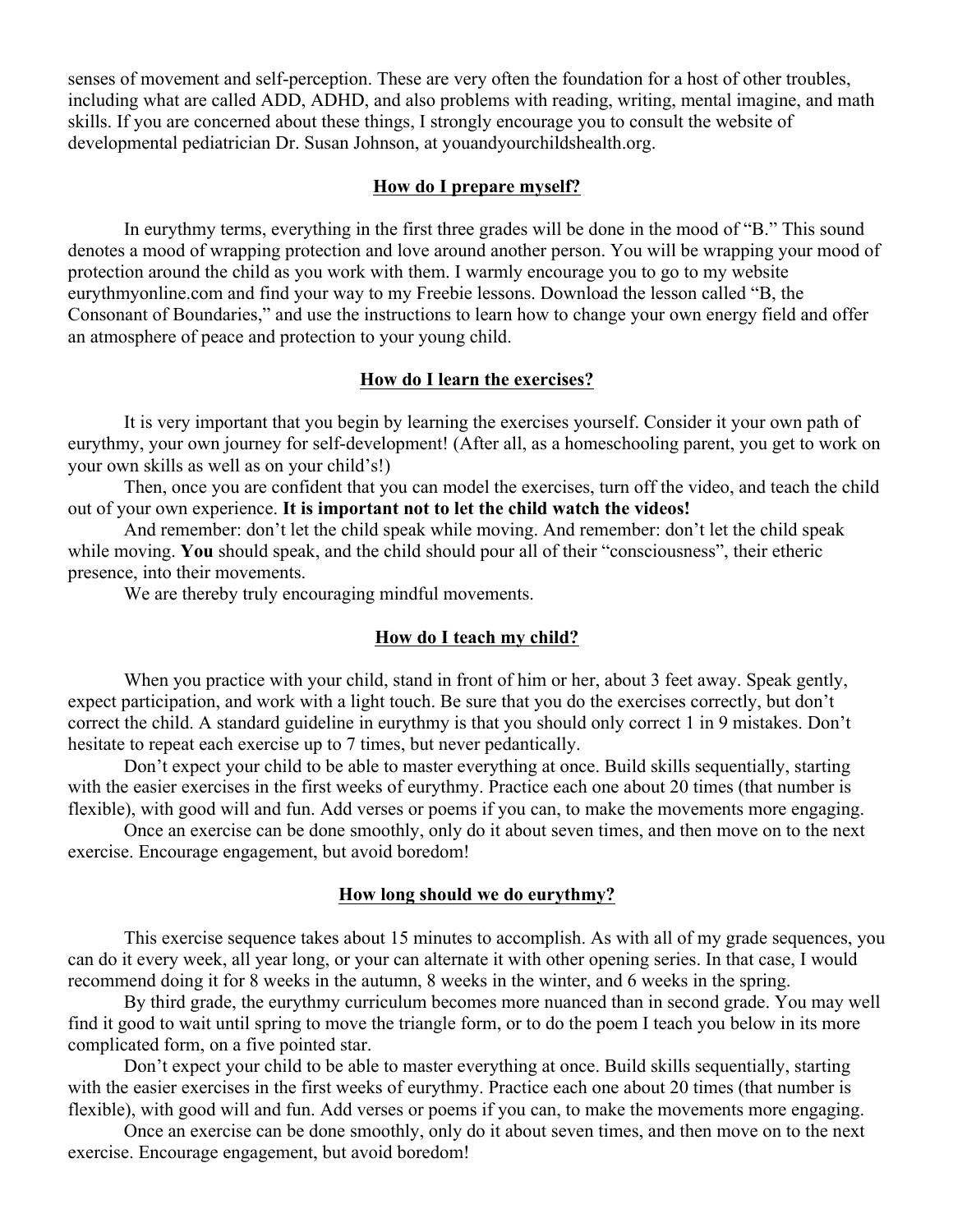senses of movement and self-perception. These are very often the foundation for a host of other troubles, including what are called ADD, ADHD, and also problems with reading, writing, mental imagine, and math skills. If you are concerned about these things, I strongly encourage you to consult the website of developmental pediatrician Dr. Susan Johnson, at youandyourchildshealth.org.

## How do I prepare myself?

In eurythmy terms, everything in the first three grades will be done in the mood of "B." This sound denotes a mood of wrapping protection and love around another person. You will be wrapping your mood of protection around the child as you work with them. I warmly encourage you to go to my website eurythmyonline.com and find your way to my Freebie lessons. Download the lesson called "B, the Consonant of Boundaries," and use the instructions to learn how to change your own energy field and offer an atmosphere of peace and protection to your young child.

## How do I learn the exercises?

It is very important that you begin by learning the exercises yourself. Consider it your own path of eurythmy, your own journey for self-development! (After all, as a homeschooling parent, you get to work on your own skills as well as on your child's!)

Then, once you are confident that you can model the exercises, turn off the video, and teach the child out of your own experience. **It is important not to let the child watch the videos!**

And remember: don't let the child speak while moving. And remember: don't let the child speak while moving. **You** should speak, and the child should pour all of their "consciousness", their etheric presence, into their movements.

We are thereby truly encouraging mindful movements.

## How do I teach my child?

When you practice with your child, stand in front of him or her, about 3 feet away. Speak gently, expect participation, and work with a light touch. Be sure that you do the exercises correctly, but don't correct the child. A standard guideline in eurythmy is that you should only correct 1 in 9 mistakes. Don't hesitate to repeat each exercise up to 7 times, but never pedantically.

Don't expect your child to be able to master everything at once. Build skills sequentially, starting with the easier exercises in the first weeks of eurythmy. Practice each one about 20 times (that number is flexible), with good will and fun. Add verses or poems if you can, to make the movements more engaging.

Once an exercise can be done smoothly, only do it about seven times, and then move on to the next exercise. Encourage engagement, but avoid boredom!

## How long should we do eurythmy?

This exercise sequence takes about 15 minutes to accomplish. As with all of my grade sequences, you can do it every week, all year long, or your can alternate it with other opening series. In that case, I would recommend doing it for 8 weeks in the autumn, 8 weeks in the winter, and 6 weeks in the spring.

By third grade, the eurythmy curriculum becomes more nuanced than in second grade. You may well find it good to wait until spring to move the triangle form, or to do the poem I teach you below in its more complicated form, on a five pointed star.

Don't expect your child to be able to master everything at once. Build skills sequentially, starting with the easier exercises in the first weeks of eurythmy. Practice each one about 20 times (that number is flexible), with good will and fun. Add verses or poems if you can, to make the movements more engaging.

Once an exercise can be done smoothly, only do it about seven times, and then move on to the next exercise. Encourage engagement, but avoid boredom!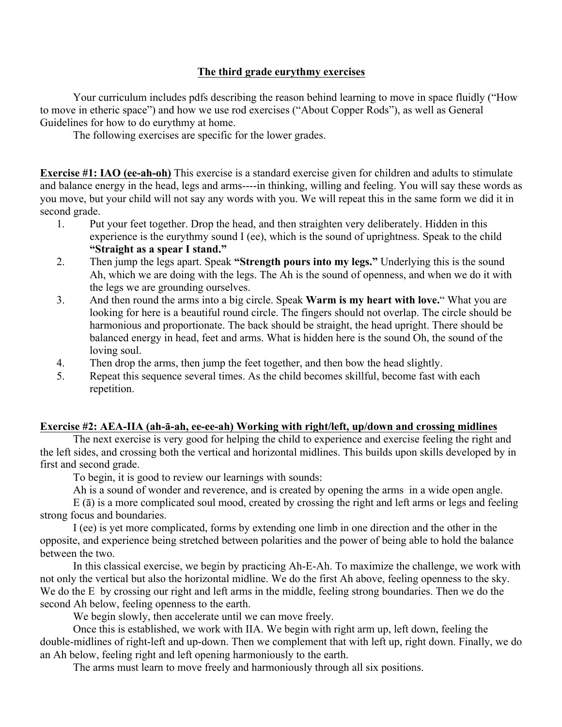# The third grade eurythmy exercises

Your curriculum includes pdfs describing the reason behind learning to move in space fluidly ("How to move in etheric space") and how we use rod exercises ("About Copper Rods"), as well as General Guidelines for how to do eurythmy at home.

The following exercises are specific for the lower grades.

**Exercise #1: IAO (ee-ah-oh)** This exercise is a standard exercise given for children and adults to stimulate and balance energy in the head, legs and arms----in thinking, willing and feeling. You will say these words as you move, but your child will not say any words with you. We will repeat this in the same form we did it in second grade.

1. Put your feet together. Drop the head, and then straighten very deliberately. Hidden in this experience is the eurythmy sound I (ee), which is the sound of uprightness. Speak to the child **"Straight as a spear I stand."**
2. Then jump the legs apart. Speak **"Strength pours into my legs."** Underlying this is the sound Ah, which we are doing with the legs. The Ah is the sound of openness, and when we do it with the legs we are grounding ourselves.
3. And then round the arms into a big circle. Speak **Warm is my heart with love.**" What you are looking for here is a beautiful round circle. The fingers should not overlap. The circle should be harmonious and proportionate. The back should be straight, the head upright. There should be balanced energy in head, feet and arms. What is hidden here is the sound Oh, the sound of the loving soul.
4. Then drop the arms, then jump the feet together, and then bow the head slightly.
5. Repeat this sequence several times. As the child becomes skillful, become fast with each repetition.

**Exercise #2: AEA-IIA (ah-ā-ah, ee-ee-ah) Working with right/left, up/down and crossing midlines**

The next exercise is very good for helping the child to experience and exercise feeling the right and the left sides, and crossing both the vertical and horizontal midlines. This builds upon skills developed by in first and second grade.

To begin, it is good to review our learnings with sounds:

Ah is a sound of wonder and reverence, and is created by opening the arms in a wide open angle.

E (ā) is a more complicated soul mood, created by crossing the right and left arms or legs and feeling strong focus and boundaries.

I (ee) is yet more complicated, forms by extending one limb in one direction and the other in the opposite, and experience being stretched between polarities and the power of being able to hold the balance between the two.

In this classical exercise, we begin by practicing Ah-E-Ah. To maximize the challenge, we work with not only the vertical but also the horizontal midline. We do the first Ah above, feeling openness to the sky. We do the E by crossing our right and left arms in the middle, feeling strong boundaries. Then we do the second Ah below, feeling openness to the earth.

We begin slowly, then accelerate until we can move freely.

Once this is established, we work with IIA. We begin with right arm up, left down, feeling the double-midlines of right-left and up-down. Then we complement that with left up, right down. Finally, we do an Ah below, feeling right and left opening harmoniously to the earth.

The arms must learn to move freely and harmoniously through all six positions.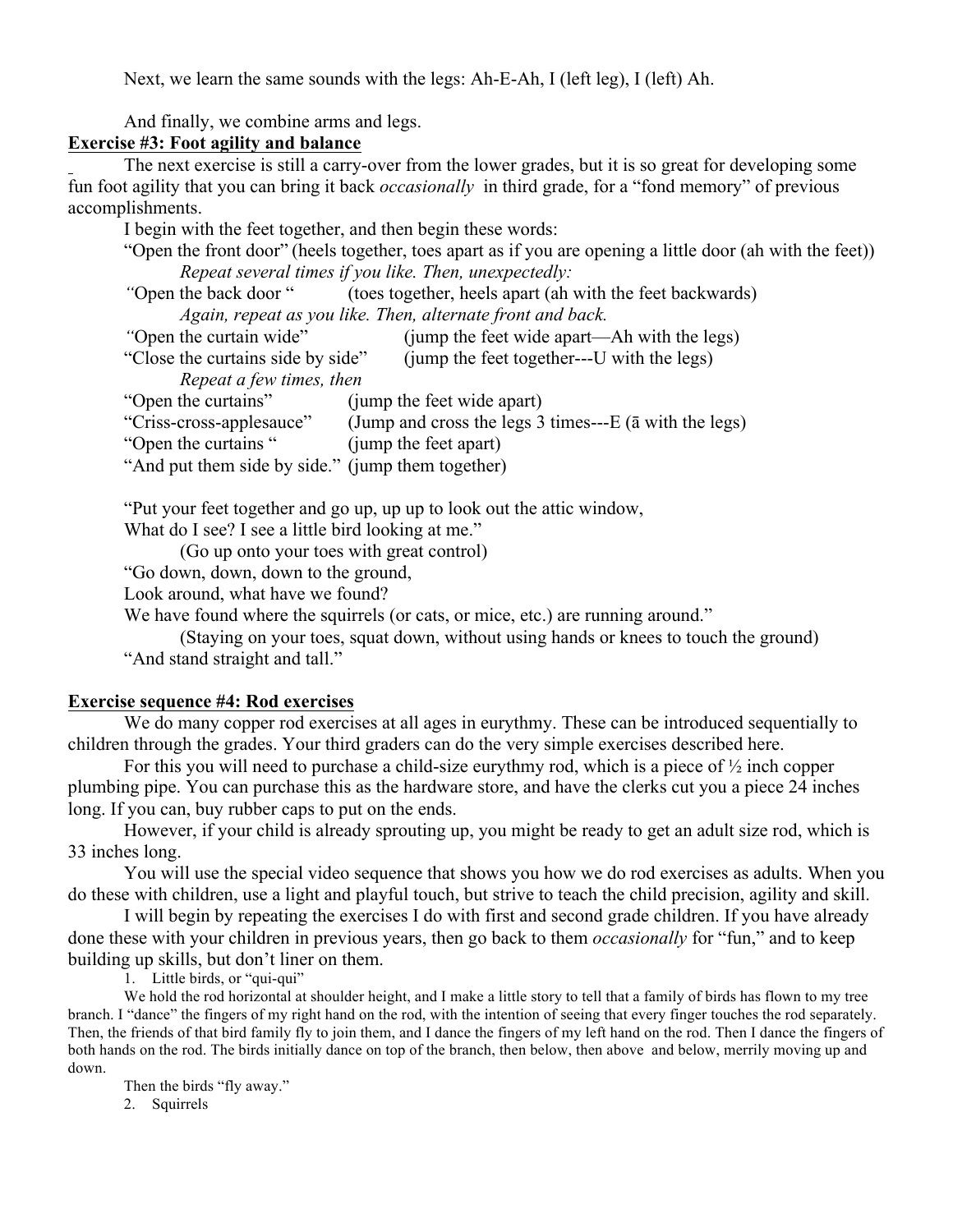Next, we learn the same sounds with the legs: Ah-E-Ah, I (left leg), I (left) Ah.

And finally, we combine arms and legs.

**Exercise #3: Foot agility and balance**

The next exercise is still a carry-over from the lower grades, but it is so great for developing some fun foot agility that you can bring it back *occasionally* in third grade, for a "fond memory" of previous accomplishments.

I begin with the feet together, and then begin these words:

"Open the front door" (heels together, toes apart as if you are opening a little door (ah with the feet))

*Repeat several times if you like. Then, unexpectedly:*

"Open the back door " (toes together, heels apart (ah with the feet backwards)

*Again, repeat as you like. Then, alternate front and back.*

"Open the curtain wide" (jump the feet wide apart—Ah with the legs)

"Close the curtains side by side" (jump the feet together---U with the legs)

*Repeat a few times, then*

"Open the curtains" (jump the feet wide apart)

"Criss-cross-applesauce" (Jump and cross the legs 3 times---E (ā with the legs)

"Open the curtains " (jump the feet apart)

"And put them side by side." (jump them together)

"Put your feet together and go up, up up to look out the attic window,
What do I see? I see a little bird looking at me."

(Go up onto your toes with great control)

"Go down, down, down to the ground,
Look around, what have we found?
We have found where the squirrels (or cats, or mice, etc.) are running around."

(Staying on your toes, squat down, without using hands or knees to touch the ground)

"And stand straight and tall."

**Exercise sequence #4: Rod exercises**

We do many copper rod exercises at all ages in eurythmy. These can be introduced sequentially to children through the grades. Your third graders can do the very simple exercises described here.

For this you will need to purchase a child-size eurythmy rod, which is a piece of ½ inch copper plumbing pipe. You can purchase this as the hardware store, and have the clerks cut you a piece 24 inches long. If you can, buy rubber caps to put on the ends.

However, if your child is already sprouting up, you might be ready to get an adult size rod, which is 33 inches long.

You will use the special video sequence that shows you how we do rod exercises as adults. When you do these with children, use a light and playful touch, but strive to teach the child precision, agility and skill.

I will begin by repeating the exercises I do with first and second grade children. If you have already done these with your children in previous years, then go back to them *occasionally* for "fun," and to keep building up skills, but don't liner on them.

1. Little birds, or "qui-qui"

We hold the rod horizontal at shoulder height, and I make a little story to tell that a family of birds has flown to my tree branch. I "dance" the fingers of my right hand on the rod, with the intention of seeing that every finger touches the rod separately. Then, the friends of that bird family fly to join them, and I dance the fingers of my left hand on the rod. Then I dance the fingers of both hands on the rod. The birds initially dance on top of the branch, then below, then above and below, merrily moving up and down.

Then the birds "fly away."

2. Squirrels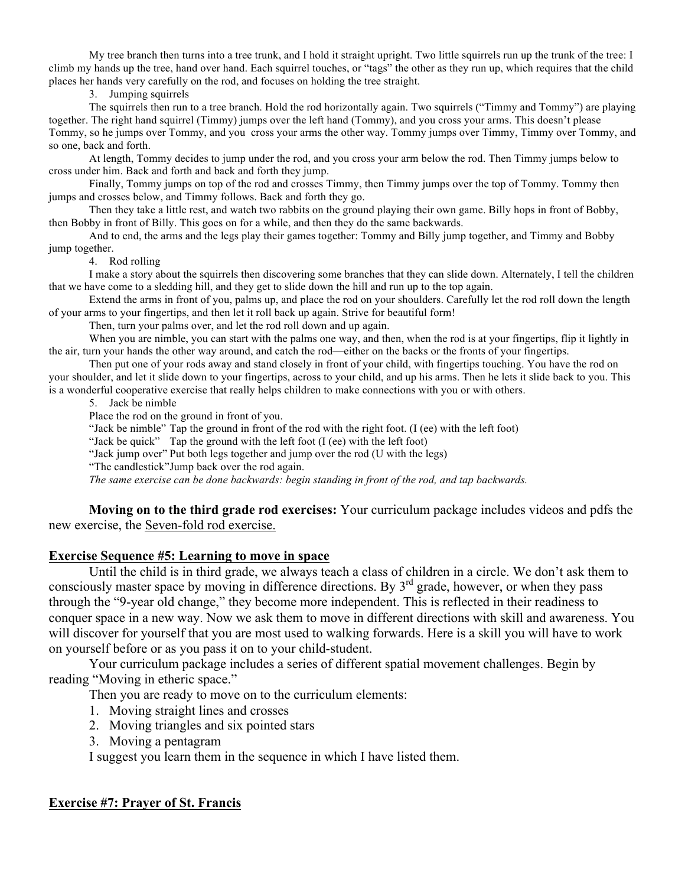My tree branch then turns into a tree trunk, and I hold it straight upright. Two little squirrels run up the trunk of the tree: I climb my hands up the tree, hand over hand. Each squirrel touches, or "tags" the other as they run up, which requires that the child places her hands very carefully on the rod, and focuses on holding the tree straight.

3. Jumping squirrels

The squirrels then run to a tree branch. Hold the rod horizontally again. Two squirrels ("Timmy and Tommy") are playing together. The right hand squirrel (Timmy) jumps over the left hand (Tommy), and you cross your arms. This doesn't please Tommy, so he jumps over Tommy, and you cross your arms the other way. Tommy jumps over Timmy, Timmy over Tommy, and so one, back and forth.

At length, Tommy decides to jump under the rod, and you cross your arm below the rod. Then Timmy jumps below to cross under him. Back and forth and back and forth they jump.

Finally, Tommy jumps on top of the rod and crosses Timmy, then Timmy jumps over the top of Tommy. Tommy then jumps and crosses below, and Timmy follows. Back and forth they go.

Then they take a little rest, and watch two rabbits on the ground playing their own game. Billy hops in front of Bobby, then Bobby in front of Billy. This goes on for a while, and then they do the same backwards.

And to end, the arms and the legs play their games together: Tommy and Billy jump together, and Timmy and Bobby jump together.

4. Rod rolling

I make a story about the squirrels then discovering some branches that they can slide down. Alternately, I tell the children that we have come to a sledding hill, and they get to slide down the hill and run up to the top again.

Extend the arms in front of you, palms up, and place the rod on your shoulders. Carefully let the rod roll down the length of your arms to your fingertips, and then let it roll back up again. Strive for beautiful form!

Then, turn your palms over, and let the rod roll down and up again.

When you are nimble, you can start with the palms one way, and then, when the rod is at your fingertips, flip it lightly in the air, turn your hands the other way around, and catch the rod—either on the backs or the fronts of your fingertips.

Then put one of your rods away and stand closely in front of your child, with fingertips touching. You have the rod on your shoulder, and let it slide down to your fingertips, across to your child, and up his arms. Then he lets it slide back to you. This is a wonderful cooperative exercise that really helps children to make connections with you or with others.

5. Jack be nimble

Place the rod on the ground in front of you.

"Jack be nimble" Tap the ground in front of the rod with the right foot. (I (ee) with the left foot)

"Jack be quick" Tap the ground with the left foot (I (ee) with the left foot)

"Jack jump over" Put both legs together and jump over the rod (U with the legs)

"The candlestick" Jump back over the rod again.

*The same exercise can be done backwards: begin standing in front of the rod, and tap backwards.*

**Moving on to the third grade rod exercises:** Your curriculum package includes videos and pdfs the new exercise, the Seven-fold rod exercise.

## Exercise Sequence #5: Learning to move in space

Until the child is in third grade, we always teach a class of children in a circle. We don't ask them to consciously master space by moving in difference directions. By 3rd grade, however, or when they pass through the "9-year old change," they become more independent. This is reflected in their readiness to conquer space in a new way. Now we ask them to move in different directions with skill and awareness. You will discover for yourself that you are most used to walking forwards. Here is a skill you will have to work on yourself before or as you pass it on to your child-student.

Your curriculum package includes a series of different spatial movement challenges. Begin by reading "Moving in etheric space."

Then you are ready to move on to the curriculum elements:

1. Moving straight lines and crosses
2. Moving triangles and six pointed stars
3. Moving a pentagram

I suggest you learn them in the sequence in which I have listed them.

## Exercise #7: Prayer of St. Francis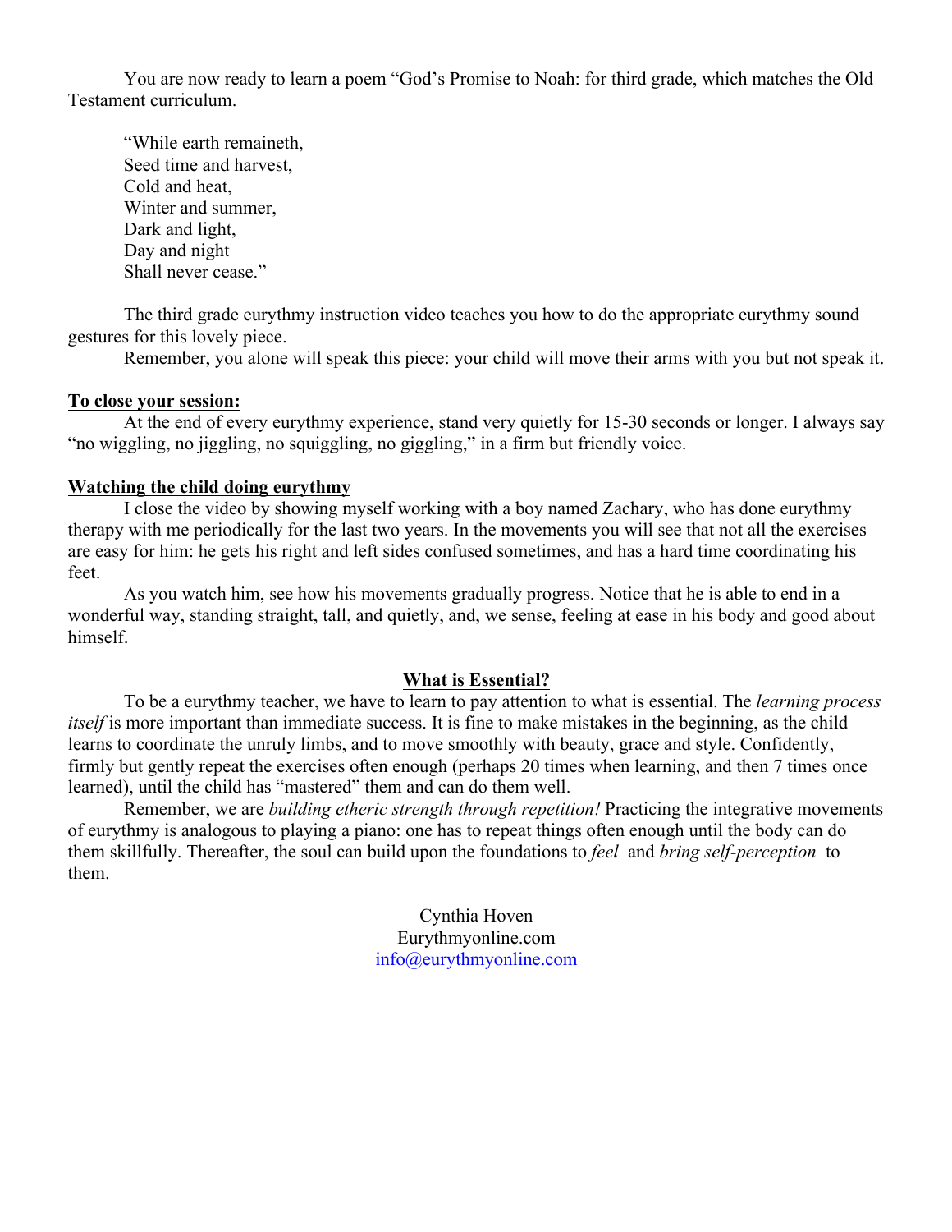You are now ready to learn a poem "God's Promise to Noah: for third grade, which matches the Old Testament curriculum.

"While earth remaineth,  
Seed time and harvest,  
Cold and heat,  
Winter and summer,  
Dark and light,  
Day and night  
Shall never cease."

The third grade eurythmy instruction video teaches you how to do the appropriate eurythmy sound gestures for this lovely piece.

Remember, you alone will speak this piece: your child will move their arms with you but not speak it.

**To close your session:**

At the end of every eurythmy experience, stand very quietly for 15-30 seconds or longer. I always say "no wiggling, no jiggling, no squiggling, no giggling," in a firm but friendly voice.

**Watching the child doing eurythmy**

I close the video by showing myself working with a boy named Zachary, who has done eurythmy therapy with me periodically for the last two years. In the movements you will see that not all the exercises are easy for him: he gets his right and left sides confused sometimes, and has a hard time coordinating his feet.

As you watch him, see how his movements gradually progress. Notice that he is able to end in a wonderful way, standing straight, tall, and quietly, and, we sense, feeling at ease in his body and good about himself.

## What is Essential?

To be a eurythmy teacher, we have to learn to pay attention to what is essential. The *learning process itself* is more important than immediate success. It is fine to make mistakes in the beginning, as the child learns to coordinate the unruly limbs, and to move smoothly with beauty, grace and style. Confidently, firmly but gently repeat the exercises often enough (perhaps 20 times when learning, and then 7 times once learned), until the child has "mastered" them and can do them well.

Remember, we are *building etheric strength through repetition!* Practicing the integrative movements of eurythmy is analogous to playing a piano: one has to repeat things often enough until the body can do them skillfully. Thereafter, the soul can build upon the foundations to *feel* and *bring self-perception* to them.

Cynthia Hoven  
Eurythmyonline.com  
info@eurythmyonline.com